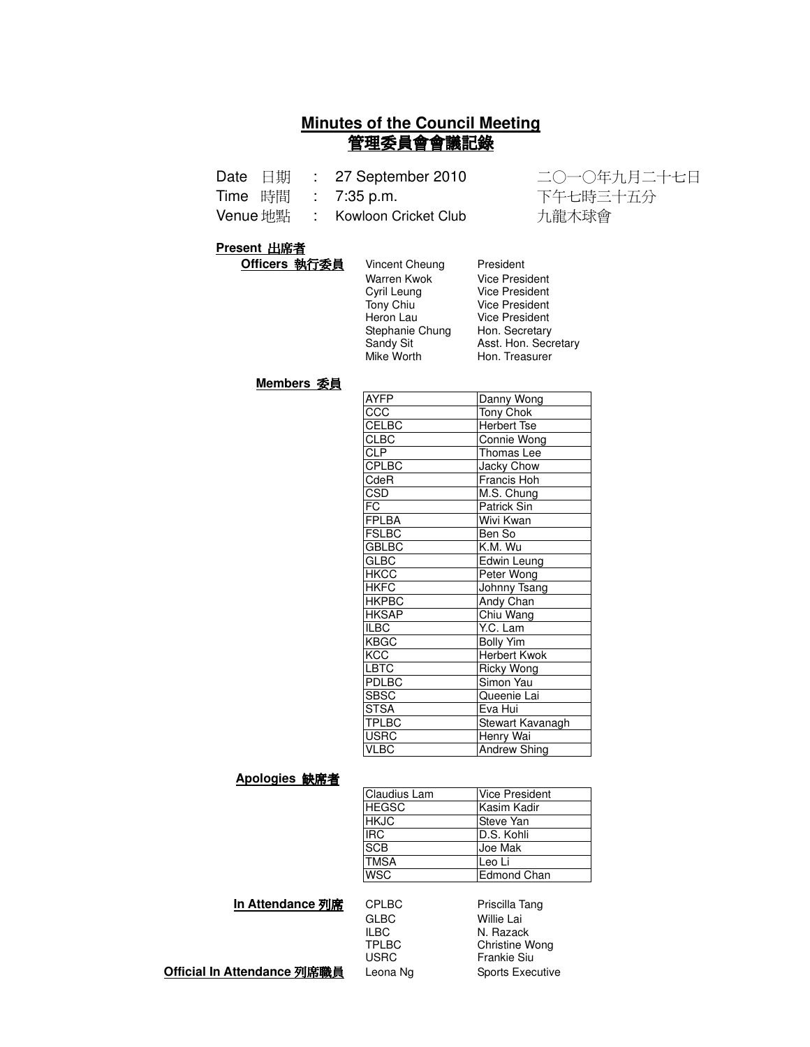# Minutes of the Council Meeting
# 管理委員會會議記錄

| | | | |
|---|---|---|---|
| Date 日期 | : | 27 September 2010 | 二〇一〇年九月二十七日 |
| Time 時間 | : | 7:35 p.m. | 下午七時三十五分 |
| Venue 地點 | : | Kowloon Cricket Club | 九龍木球會 |

**Present 出席者**

**Officers 執行委員**

| | |
|---|---|
| Vincent Cheung | President |
| Warren Kwok | Vice President |
| Cyril Leung | Vice President |
| Tony Chiu | Vice President |
| Heron Lau | Vice President |
| Stephanie Chung | Hon. Secretary |
| Sandy Sit | Asst. Hon. Secretary |
| Mike Worth | Hon. Treasurer |

**Members 委員**

| | |
|---|---|
| AYFP | Danny Wong |
| CCC | Tony Chok |
| CELBC | Herbert Tse |
| CLBC | Connie Wong |
| CLP | Thomas Lee |
| CPLBC | Jacky Chow |
| CdeR | Francis Hoh |
| CSD | M.S. Chung |
| FC | Patrick Sin |
| FPLBA | Wivi Kwan |
| FSLBC | Ben So |
| GBLBC | K.M. Wu |
| GLBC | Edwin Leung |
| HKCC | Peter Wong |
| HKFC | Johnny Tsang |
| HKPBC | Andy Chan |
| HKSAP | Chiu Wang |
| ILBC | Y.C. Lam |
| KBGC | Bolly Yim |
| KCC | Herbert Kwok |
| LBTC | Ricky Wong |
| PDLBC | Simon Yau |
| SBSC | Queenie Lai |
| STSA | Eva Hui |
| TPLBC | Stewart Kavanagh |
| USRC | Henry Wai |
| VLBC | Andrew Shing |

**Apologies 缺席者**

| | |
|---|---|
| Claudius Lam | Vice President |
| HEGSC | Kasim Kadir |
| HKJC | Steve Yan |
| IRC | D.S. Kohli |
| SCB | Joe Mak |
| TMSA | Leo Li |
| WSC | Edmond Chan |

**In Attendance 列席**

| | |
|---|---|
| CPLBC | Priscilla Tang |
| GLBC | Willie Lai |
| ILBC | N. Razack |
| TPLBC | Christine Wong |
| USRC | Frankie Siu |

**Official In Attendance 列席職員**

| | |
|---|---|
| Leona Ng | Sports Executive |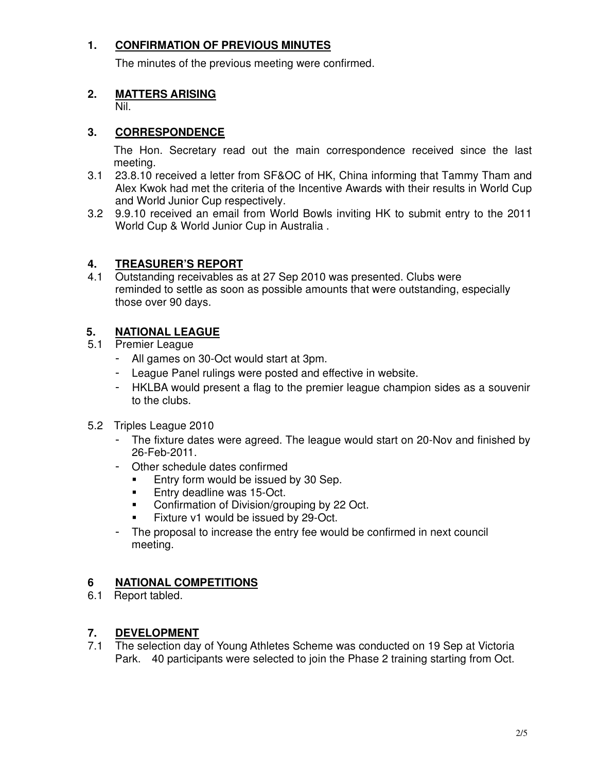## 1. CONFIRMATION OF PREVIOUS MINUTES

The minutes of the previous meeting were confirmed.

## 2. MATTERS ARISING

Nil.

## 3. CORRESPONDENCE

The Hon. Secretary read out the main correspondence received since the last meeting.

3.1 23.8.10 received a letter from SF&OC of HK, China informing that Tammy Tham and Alex Kwok had met the criteria of the Incentive Awards with their results in World Cup and World Junior Cup respectively.

3.2 9.9.10 received an email from World Bowls inviting HK to submit entry to the 2011 World Cup & World Junior Cup in Australia .

## 4. TREASURER'S REPORT

4.1 Outstanding receivables as at 27 Sep 2010 was presented. Clubs were reminded to settle as soon as possible amounts that were outstanding, especially those over 90 days.

## 5. NATIONAL LEAGUE

5.1 Premier League

- All games on 30-Oct would start at 3pm.
- League Panel rulings were posted and effective in website.
- HKLBA would present a flag to the premier league champion sides as a souvenir to the clubs.

5.2 Triples League 2010

- The fixture dates were agreed. The league would start on 20-Nov and finished by 26-Feb-2011.
- Other schedule dates confirmed
  - Entry form would be issued by 30 Sep.
  - Entry deadline was 15-Oct.
  - Confirmation of Division/grouping by 22 Oct.
  - Fixture v1 would be issued by 29-Oct.
- The proposal to increase the entry fee would be confirmed in next council meeting.

## 6 NATIONAL COMPETITIONS

6.1 Report tabled.

## 7. DEVELOPMENT

7.1 The selection day of Young Athletes Scheme was conducted on 19 Sep at Victoria Park. 40 participants were selected to join the Phase 2 training starting from Oct.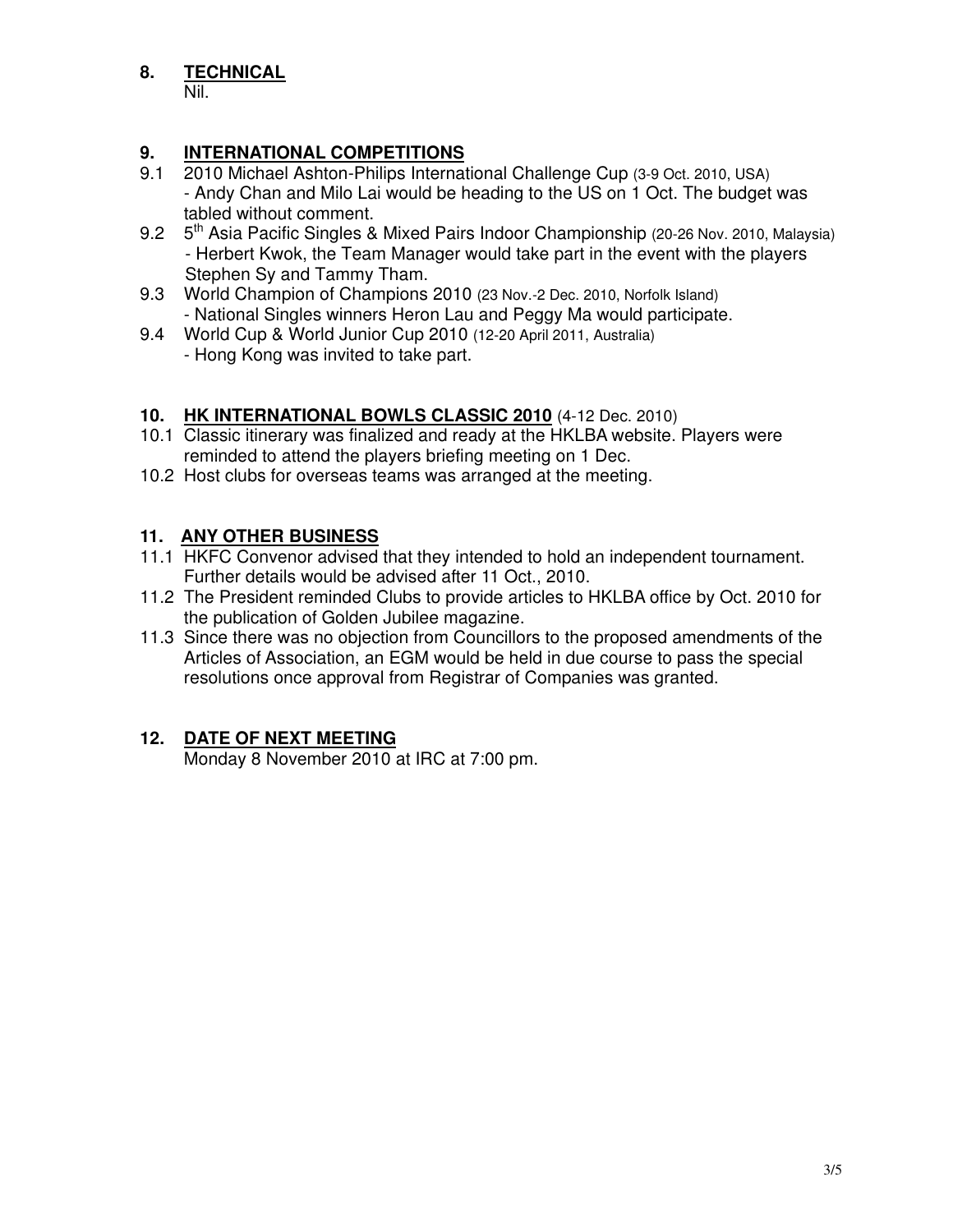## 8. TECHNICAL

Nil.

## 9. INTERNATIONAL COMPETITIONS

9.1 2010 Michael Ashton-Philips International Challenge Cup (3-9 Oct. 2010, USA)
- Andy Chan and Milo Lai would be heading to the US on 1 Oct. The budget was tabled without comment.

9.2 5th Asia Pacific Singles & Mixed Pairs Indoor Championship (20-26 Nov. 2010, Malaysia)
- Herbert Kwok, the Team Manager would take part in the event with the players Stephen Sy and Tammy Tham.

9.3 World Champion of Champions 2010 (23 Nov.-2 Dec. 2010, Norfolk Island)
- National Singles winners Heron Lau and Peggy Ma would participate.

9.4 World Cup & World Junior Cup 2010 (12-20 April 2011, Australia)
- Hong Kong was invited to take part.

## 10. HK INTERNATIONAL BOWLS CLASSIC 2010 (4-12 Dec. 2010)

10.1 Classic itinerary was finalized and ready at the HKLBA website. Players were reminded to attend the players briefing meeting on 1 Dec.

10.2 Host clubs for overseas teams was arranged at the meeting.

## 11. ANY OTHER BUSINESS

11.1 HKFC Convenor advised that they intended to hold an independent tournament. Further details would be advised after 11 Oct., 2010.

11.2 The President reminded Clubs to provide articles to HKLBA office by Oct. 2010 for the publication of Golden Jubilee magazine.

11.3 Since there was no objection from Councillors to the proposed amendments of the Articles of Association, an EGM would be held in due course to pass the special resolutions once approval from Registrar of Companies was granted.

## 12. DATE OF NEXT MEETING

Monday 8 November 2010 at IRC at 7:00 pm.